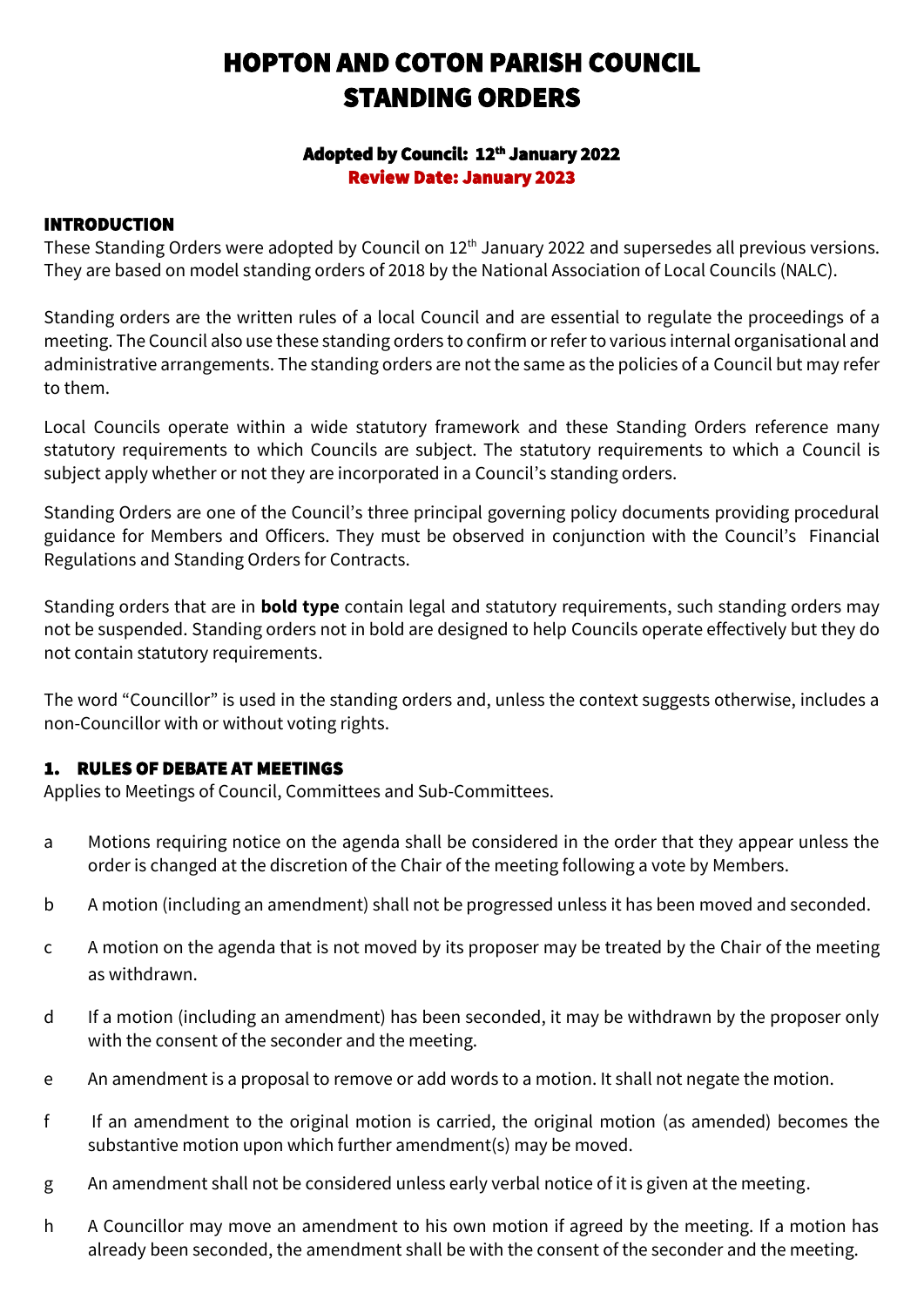# HOPTON AND COTON PARISH COUNCIL
# STANDING ORDERS

**Adopted by Council: 12th January 2022**
**Review Date: January 2023**

## INTRODUCTION

These Standing Orders were adopted by Council on 12th January 2022 and supersedes all previous versions. They are based on model standing orders of 2018 by the National Association of Local Councils (NALC).

Standing orders are the written rules of a local Council and are essential to regulate the proceedings of a meeting. The Council also use these standing orders to confirm or refer to various internal organisational and administrative arrangements. The standing orders are not the same as the policies of a Council but may refer to them.

Local Councils operate within a wide statutory framework and these Standing Orders reference many statutory requirements to which Councils are subject. The statutory requirements to which a Council is subject apply whether or not they are incorporated in a Council's standing orders.

Standing Orders are one of the Council's three principal governing policy documents providing procedural guidance for Members and Officers. They must be observed in conjunction with the Council's Financial Regulations and Standing Orders for Contracts.

Standing orders that are in **bold type** contain legal and statutory requirements, such standing orders may not be suspended. Standing orders not in bold are designed to help Councils operate effectively but they do not contain statutory requirements.

The word "Councillor" is used in the standing orders and, unless the context suggests otherwise, includes a non-Councillor with or without voting rights.

## 1. RULES OF DEBATE AT MEETINGS

Applies to Meetings of Council, Committees and Sub-Committees.

a Motions requiring notice on the agenda shall be considered in the order that they appear unless the order is changed at the discretion of the Chair of the meeting following a vote by Members.

b A motion (including an amendment) shall not be progressed unless it has been moved and seconded.

c A motion on the agenda that is not moved by its proposer may be treated by the Chair of the meeting as withdrawn.

d If a motion (including an amendment) has been seconded, it may be withdrawn by the proposer only with the consent of the seconder and the meeting.

e An amendment is a proposal to remove or add words to a motion. It shall not negate the motion.

f If an amendment to the original motion is carried, the original motion (as amended) becomes the substantive motion upon which further amendment(s) may be moved.

g An amendment shall not be considered unless early verbal notice of it is given at the meeting.

h A Councillor may move an amendment to his own motion if agreed by the meeting. If a motion has already been seconded, the amendment shall be with the consent of the seconder and the meeting.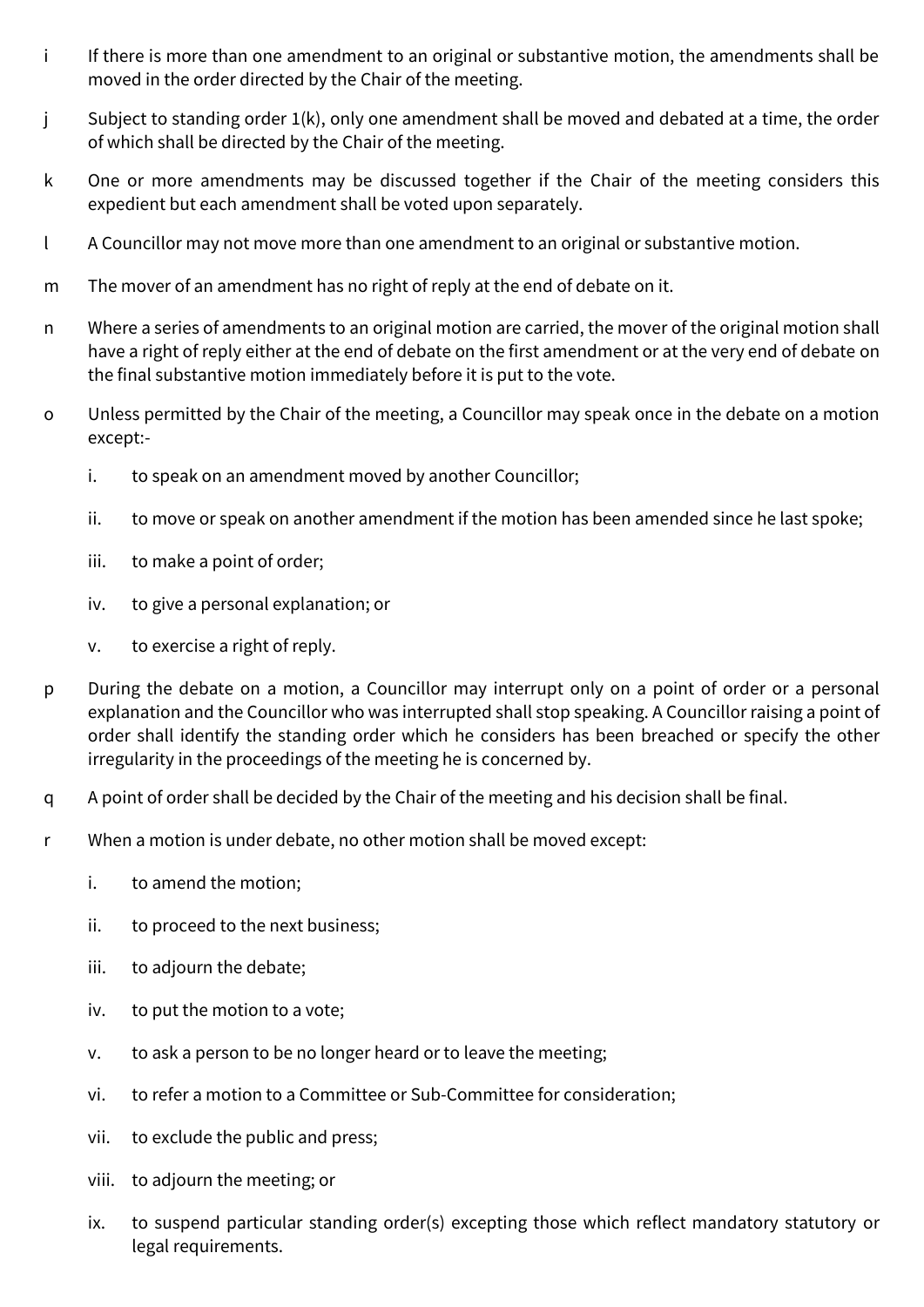i If there is more than one amendment to an original or substantive motion, the amendments shall be moved in the order directed by the Chair of the meeting.

j Subject to standing order 1(k), only one amendment shall be moved and debated at a time, the order of which shall be directed by the Chair of the meeting.

k One or more amendments may be discussed together if the Chair of the meeting considers this expedient but each amendment shall be voted upon separately.

l A Councillor may not move more than one amendment to an original or substantive motion.

m The mover of an amendment has no right of reply at the end of debate on it.

n Where a series of amendments to an original motion are carried, the mover of the original motion shall have a right of reply either at the end of debate on the first amendment or at the very end of debate on the final substantive motion immediately before it is put to the vote.

o Unless permitted by the Chair of the meeting, a Councillor may speak once in the debate on a motion except:-

  i. to speak on an amendment moved by another Councillor;

  ii. to move or speak on another amendment if the motion has been amended since he last spoke;

  iii. to make a point of order;

  iv. to give a personal explanation; or

  v. to exercise a right of reply.

p During the debate on a motion, a Councillor may interrupt only on a point of order or a personal explanation and the Councillor who was interrupted shall stop speaking. A Councillor raising a point of order shall identify the standing order which he considers has been breached or specify the other irregularity in the proceedings of the meeting he is concerned by.

q A point of order shall be decided by the Chair of the meeting and his decision shall be final.

r When a motion is under debate, no other motion shall be moved except:

  i. to amend the motion;

  ii. to proceed to the next business;

  iii. to adjourn the debate;

  iv. to put the motion to a vote;

  v. to ask a person to be no longer heard or to leave the meeting;

  vi. to refer a motion to a Committee or Sub-Committee for consideration;

  vii. to exclude the public and press;

  viii. to adjourn the meeting; or

  ix. to suspend particular standing order(s) excepting those which reflect mandatory statutory or legal requirements.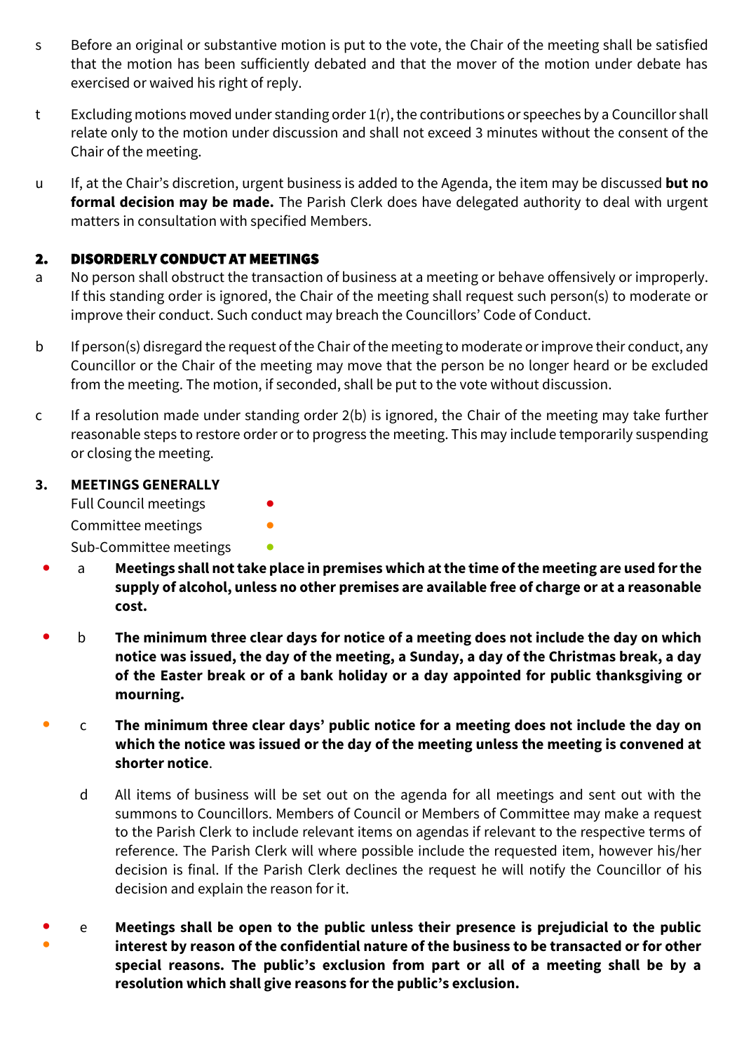s Before an original or substantive motion is put to the vote, the Chair of the meeting shall be satisfied that the motion has been sufficiently debated and that the mover of the motion under debate has exercised or waived his right of reply.

t Excluding motions moved under standing order 1(r), the contributions or speeches by a Councillor shall relate only to the motion under discussion and shall not exceed 3 minutes without the consent of the Chair of the meeting.

u If, at the Chair's discretion, urgent business is added to the Agenda, the item may be discussed **but no formal decision may be made.** The Parish Clerk does have delegated authority to deal with urgent matters in consultation with specified Members.

## 2. DISORDERLY CONDUCT AT MEETINGS

a No person shall obstruct the transaction of business at a meeting or behave offensively or improperly. If this standing order is ignored, the Chair of the meeting shall request such person(s) to moderate or improve their conduct. Such conduct may breach the Councillors' Code of Conduct.

b If person(s) disregard the request of the Chair of the meeting to moderate or improve their conduct, any Councillor or the Chair of the meeting may move that the person be no longer heard or be excluded from the meeting. The motion, if seconded, shall be put to the vote without discussion.

c If a resolution made under standing order 2(b) is ignored, the Chair of the meeting may take further reasonable steps to restore order or to progress the meeting. This may include temporarily suspending or closing the meeting.

## 3. MEETINGS GENERALLY

Full Council meetings •
Committee meetings •
Sub-Committee meetings •

• a **Meetings shall not take place in premises which at the time of the meeting are used for the supply of alcohol, unless no other premises are available free of charge or at a reasonable cost.**

• b **The minimum three clear days for notice of a meeting does not include the day on which notice was issued, the day of the meeting, a Sunday, a day of the Christmas break, a day of the Easter break or of a bank holiday or a day appointed for public thanksgiving or mourning.**

• c **The minimum three clear days' public notice for a meeting does not include the day on which the notice was issued or the day of the meeting unless the meeting is convened at shorter notice**.

d All items of business will be set out on the agenda for all meetings and sent out with the summons to Councillors. Members of Council or Members of Committee may make a request to the Parish Clerk to include relevant items on agendas if relevant to the respective terms of reference. The Parish Clerk will where possible include the requested item, however his/her decision is final. If the Parish Clerk declines the request he will notify the Councillor of his decision and explain the reason for it.

• • e **Meetings shall be open to the public unless their presence is prejudicial to the public interest by reason of the confidential nature of the business to be transacted or for other special reasons. The public's exclusion from part or all of a meeting shall be by a resolution which shall give reasons for the public's exclusion.**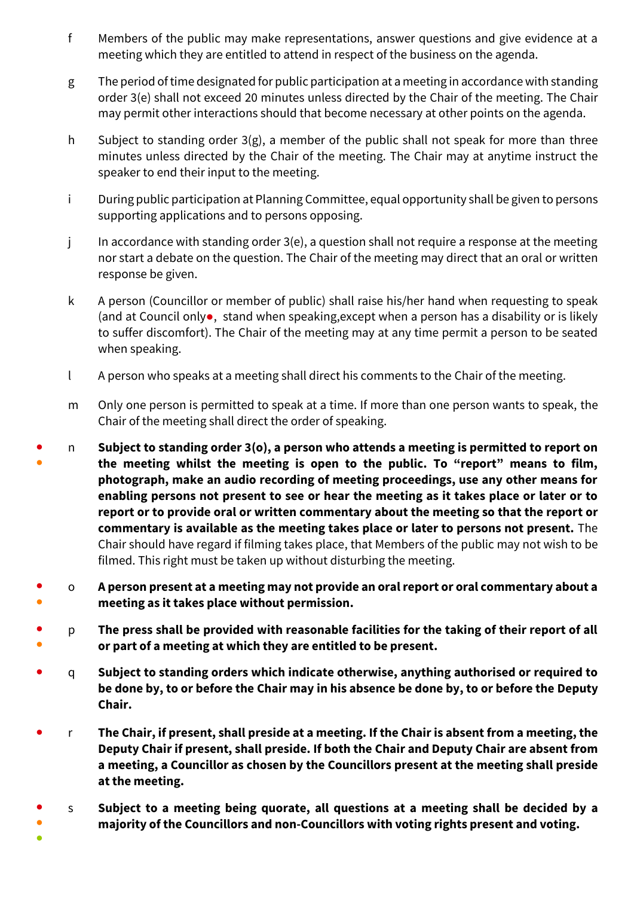f Members of the public may make representations, answer questions and give evidence at a meeting which they are entitled to attend in respect of the business on the agenda.

g The period of time designated for public participation at a meeting in accordance with standing order 3(e) shall not exceed 20 minutes unless directed by the Chair of the meeting. The Chair may permit other interactions should that become necessary at other points on the agenda.

h Subject to standing order 3(g), a member of the public shall not speak for more than three minutes unless directed by the Chair of the meeting. The Chair may at anytime instruct the speaker to end their input to the meeting.

i During public participation at Planning Committee, equal opportunity shall be given to persons supporting applications and to persons opposing.

j In accordance with standing order 3(e), a question shall not require a response at the meeting nor start a debate on the question. The Chair of the meeting may direct that an oral or written response be given.

k A person (Councillor or member of public) shall raise his/her hand when requesting to speak (and at Council only●, stand when speaking,except when a person has a disability or is likely to suffer discomfort). The Chair of the meeting may at any time permit a person to be seated when speaking.

l A person who speaks at a meeting shall direct his comments to the Chair of the meeting.

m Only one person is permitted to speak at a time. If more than one person wants to speak, the Chair of the meeting shall direct the order of speaking.

● ● n **Subject to standing order 3(o), a person who attends a meeting is permitted to report on the meeting whilst the meeting is open to the public. To "report" means to film, photograph, make an audio recording of meeting proceedings, use any other means for enabling persons not present to see or hear the meeting as it takes place or later or to report or to provide oral or written commentary about the meeting so that the report or commentary is available as the meeting takes place or later to persons not present.** The Chair should have regard if filming takes place, that Members of the public may not wish to be filmed. This right must be taken up without disturbing the meeting.

● ● o **A person present at a meeting may not provide an oral report or oral commentary about a meeting as it takes place without permission.**

● ● p **The press shall be provided with reasonable facilities for the taking of their report of all or part of a meeting at which they are entitled to be present.**

● q **Subject to standing orders which indicate otherwise, anything authorised or required to be done by, to or before the Chair may in his absence be done by, to or before the Deputy Chair.**

● r **The Chair, if present, shall preside at a meeting. If the Chair is absent from a meeting, the Deputy Chair if present, shall preside. If both the Chair and Deputy Chair are absent from a meeting, a Councillor as chosen by the Councillors present at the meeting shall preside at the meeting.**

● ● ● s **Subject to a meeting being quorate, all questions at a meeting shall be decided by a majority of the Councillors and non-Councillors with voting rights present and voting.**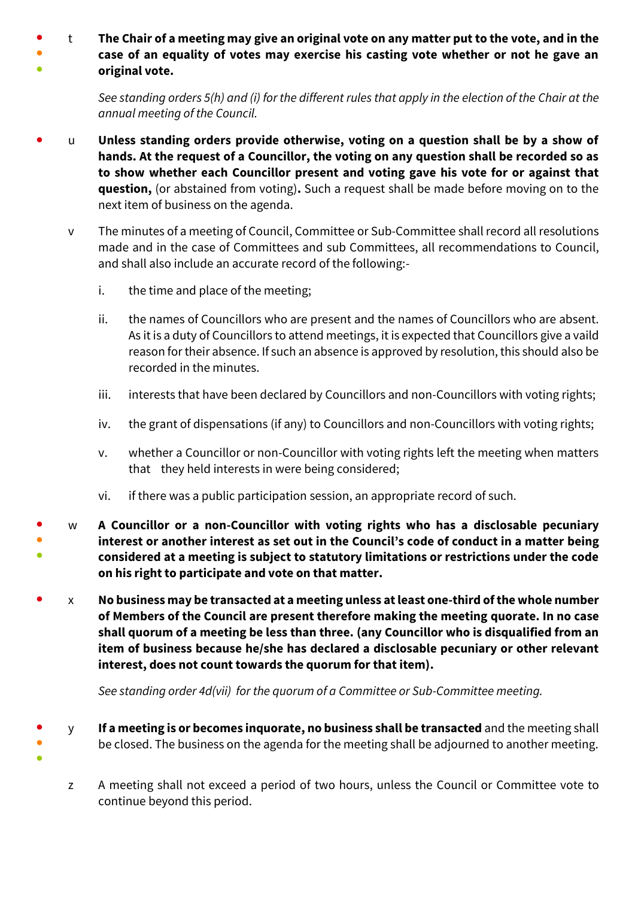t **The Chair of a meeting may give an original vote on any matter put to the vote, and in the case of an equality of votes may exercise his casting vote whether or not he gave an original vote.**

*See standing orders 5(h) and (i) for the different rules that apply in the election of the Chair at the annual meeting of the Council.*

u **Unless standing orders provide otherwise, voting on a question shall be by a show of hands. At the request of a Councillor, the voting on any question shall be recorded so as to show whether each Councillor present and voting gave his vote for or against that question,** (or abstained from voting)**.** Such a request shall be made before moving on to the next item of business on the agenda.

v The minutes of a meeting of Council, Committee or Sub-Committee shall record all resolutions made and in the case of Committees and sub Committees, all recommendations to Council, and shall also include an accurate record of the following:-

i. the time and place of the meeting;

ii. the names of Councillors who are present and the names of Councillors who are absent. As it is a duty of Councillors to attend meetings, it is expected that Councillors give a vaild reason for their absence. If such an absence is approved by resolution, this should also be recorded in the minutes.

iii. interests that have been declared by Councillors and non-Councillors with voting rights;

iv. the grant of dispensations (if any) to Councillors and non-Councillors with voting rights;

v. whether a Councillor or non-Councillor with voting rights left the meeting when matters that they held interests in were being considered;

vi. if there was a public participation session, an appropriate record of such.

w **A Councillor or a non-Councillor with voting rights who has a disclosable pecuniary interest or another interest as set out in the Council's code of conduct in a matter being considered at a meeting is subject to statutory limitations or restrictions under the code on his right to participate and vote on that matter.**

x **No business may be transacted at a meeting unless at least one-third of the whole number of Members of the Council are present therefore making the meeting quorate. In no case shall quorum of a meeting be less than three. (any Councillor who is disqualified from an item of business because he/she has declared a disclosable pecuniary or other relevant interest, does not count towards the quorum for that item).**

*See standing order 4d(vii) for the quorum of a Committee or Sub-Committee meeting.*

y **If a meeting is or becomes inquorate, no business shall be transacted** and the meeting shall be closed. The business on the agenda for the meeting shall be adjourned to another meeting.

z A meeting shall not exceed a period of two hours, unless the Council or Committee vote to continue beyond this period.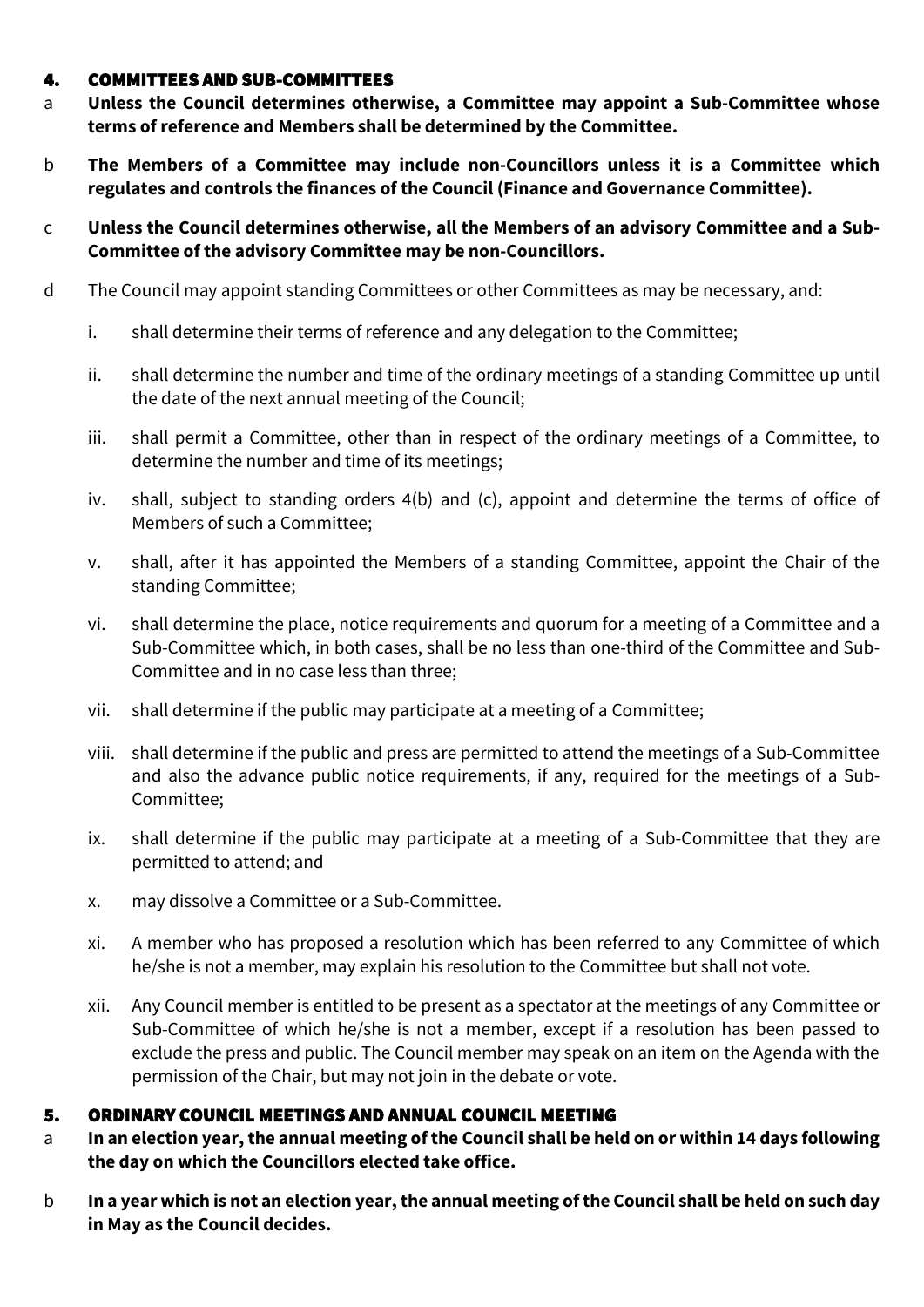## 4. COMMITTEES AND SUB-COMMITTEES

a **Unless the Council determines otherwise, a Committee may appoint a Sub-Committee whose terms of reference and Members shall be determined by the Committee.**

b **The Members of a Committee may include non-Councillors unless it is a Committee which regulates and controls the finances of the Council (Finance and Governance Committee).**

c **Unless the Council determines otherwise, all the Members of an advisory Committee and a Sub-Committee of the advisory Committee may be non-Councillors.**

d The Council may appoint standing Committees or other Committees as may be necessary, and:

i. shall determine their terms of reference and any delegation to the Committee;

ii. shall determine the number and time of the ordinary meetings of a standing Committee up until the date of the next annual meeting of the Council;

iii. shall permit a Committee, other than in respect of the ordinary meetings of a Committee, to determine the number and time of its meetings;

iv. shall, subject to standing orders 4(b) and (c), appoint and determine the terms of office of Members of such a Committee;

v. shall, after it has appointed the Members of a standing Committee, appoint the Chair of the standing Committee;

vi. shall determine the place, notice requirements and quorum for a meeting of a Committee and a Sub-Committee which, in both cases, shall be no less than one-third of the Committee and Sub-Committee and in no case less than three;

vii. shall determine if the public may participate at a meeting of a Committee;

viii. shall determine if the public and press are permitted to attend the meetings of a Sub-Committee and also the advance public notice requirements, if any, required for the meetings of a Sub-Committee;

ix. shall determine if the public may participate at a meeting of a Sub-Committee that they are permitted to attend; and

x. may dissolve a Committee or a Sub-Committee.

xi. A member who has proposed a resolution which has been referred to any Committee of which he/she is not a member, may explain his resolution to the Committee but shall not vote.

xii. Any Council member is entitled to be present as a spectator at the meetings of any Committee or Sub-Committee of which he/she is not a member, except if a resolution has been passed to exclude the press and public. The Council member may speak on an item on the Agenda with the permission of the Chair, but may not join in the debate or vote.

## 5. ORDINARY COUNCIL MEETINGS AND ANNUAL COUNCIL MEETING

a **In an election year, the annual meeting of the Council shall be held on or within 14 days following the day on which the Councillors elected take office.**

b **In a year which is not an election year, the annual meeting of the Council shall be held on such day in May as the Council decides.**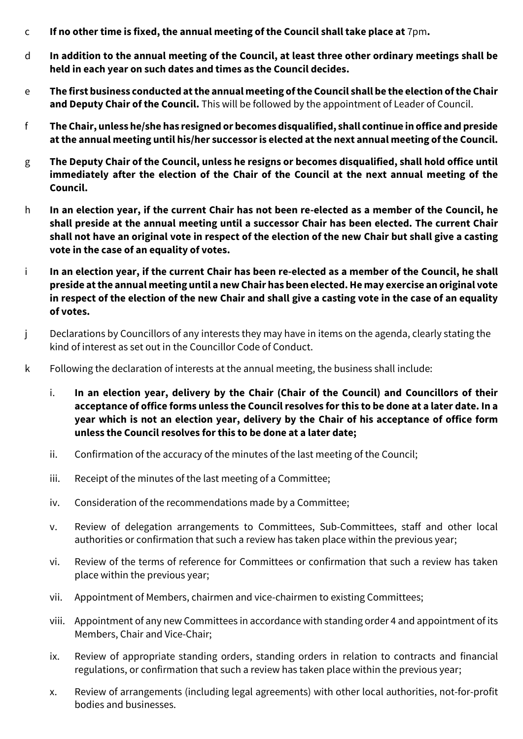c **If no other time is fixed, the annual meeting of the Council shall take place at** 7pm**.**

d **In addition to the annual meeting of the Council, at least three other ordinary meetings shall be held in each year on such dates and times as the Council decides.**

e **The first business conducted at the annual meeting of the Council shall be the election of the Chair and Deputy Chair of the Council.** This will be followed by the appointment of Leader of Council.

f **The Chair, unless he/she has resigned or becomes disqualified, shall continue in office and preside at the annual meeting until his/her successor is elected at the next annual meeting of the Council.**

g **The Deputy Chair of the Council, unless he resigns or becomes disqualified, shall hold office until immediately after the election of the Chair of the Council at the next annual meeting of the Council.**

h **In an election year, if the current Chair has not been re-elected as a member of the Council, he shall preside at the annual meeting until a successor Chair has been elected. The current Chair shall not have an original vote in respect of the election of the new Chair but shall give a casting vote in the case of an equality of votes.**

i **In an election year, if the current Chair has been re-elected as a member of the Council, he shall preside at the annual meeting until a new Chair has been elected. He may exercise an original vote in respect of the election of the new Chair and shall give a casting vote in the case of an equality of votes.**

j Declarations by Councillors of any interests they may have in items on the agenda, clearly stating the kind of interest as set out in the Councillor Code of Conduct.

k Following the declaration of interests at the annual meeting, the business shall include:

i. **In an election year, delivery by the Chair (Chair of the Council) and Councillors of their acceptance of office forms unless the Council resolves for this to be done at a later date. In a year which is not an election year, delivery by the Chair of his acceptance of office form unless the Council resolves for this to be done at a later date;**

ii. Confirmation of the accuracy of the minutes of the last meeting of the Council;

iii. Receipt of the minutes of the last meeting of a Committee;

iv. Consideration of the recommendations made by a Committee;

v. Review of delegation arrangements to Committees, Sub-Committees, staff and other local authorities or confirmation that such a review has taken place within the previous year;

vi. Review of the terms of reference for Committees or confirmation that such a review has taken place within the previous year;

vii. Appointment of Members, chairmen and vice-chairmen to existing Committees;

viii. Appointment of any new Committees in accordance with standing order 4 and appointment of its Members, Chair and Vice-Chair;

ix. Review of appropriate standing orders, standing orders in relation to contracts and financial regulations, or confirmation that such a review has taken place within the previous year;

x. Review of arrangements (including legal agreements) with other local authorities, not-for-profit bodies and businesses.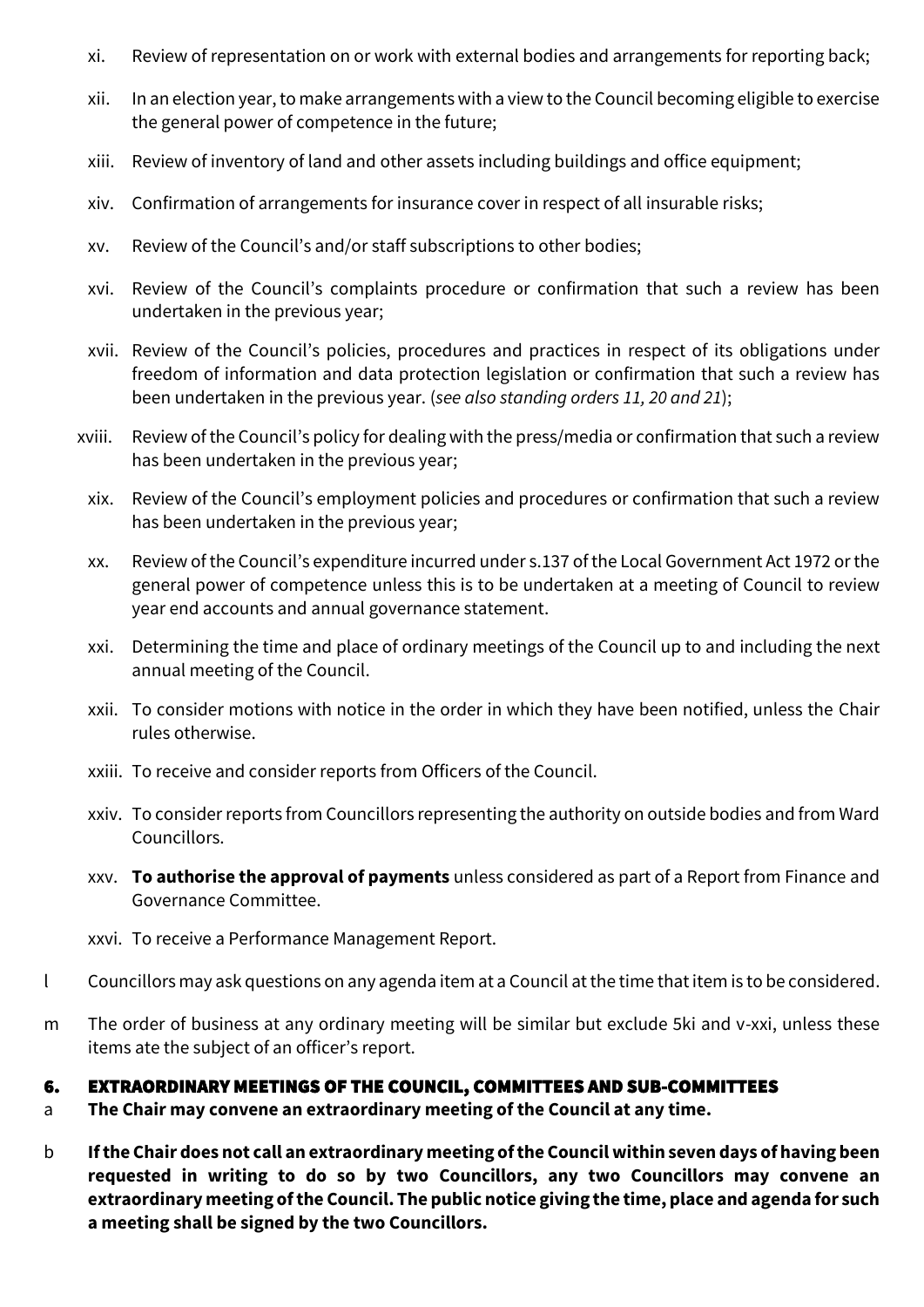xi. Review of representation on or work with external bodies and arrangements for reporting back;

xii. In an election year, to make arrangements with a view to the Council becoming eligible to exercise the general power of competence in the future;

xiii. Review of inventory of land and other assets including buildings and office equipment;

xiv. Confirmation of arrangements for insurance cover in respect of all insurable risks;

xv. Review of the Council's and/or staff subscriptions to other bodies;

xvi. Review of the Council's complaints procedure or confirmation that such a review has been undertaken in the previous year;

xvii. Review of the Council's policies, procedures and practices in respect of its obligations under freedom of information and data protection legislation or confirmation that such a review has been undertaken in the previous year. (*see also standing orders 11, 20 and 21*);

xviii. Review of the Council's policy for dealing with the press/media or confirmation that such a review has been undertaken in the previous year;

xix. Review of the Council's employment policies and procedures or confirmation that such a review has been undertaken in the previous year;

xx. Review of the Council's expenditure incurred under s.137 of the Local Government Act 1972 or the general power of competence unless this is to be undertaken at a meeting of Council to review year end accounts and annual governance statement.

xxi. Determining the time and place of ordinary meetings of the Council up to and including the next annual meeting of the Council.

xxii. To consider motions with notice in the order in which they have been notified, unless the Chair rules otherwise.

xxiii. To receive and consider reports from Officers of the Council.

xxiv. To consider reports from Councillors representing the authority on outside bodies and from Ward Councillors.

xxv. **To authorise the approval of payments** unless considered as part of a Report from Finance and Governance Committee.

xxvi. To receive a Performance Management Report.

l Councillors may ask questions on any agenda item at a Council at the time that item is to be considered.

m The order of business at any ordinary meeting will be similar but exclude 5ki and v-xxi, unless these items ate the subject of an officer's report.

## 6. EXTRAORDINARY MEETINGS OF THE COUNCIL, COMMITTEES AND SUB-COMMITTEES

a **The Chair may convene an extraordinary meeting of the Council at any time.**

b **If the Chair does not call an extraordinary meeting of the Council within seven days of having been requested in writing to do so by two Councillors, any two Councillors may convene an extraordinary meeting of the Council. The public notice giving the time, place and agenda for such a meeting shall be signed by the two Councillors.**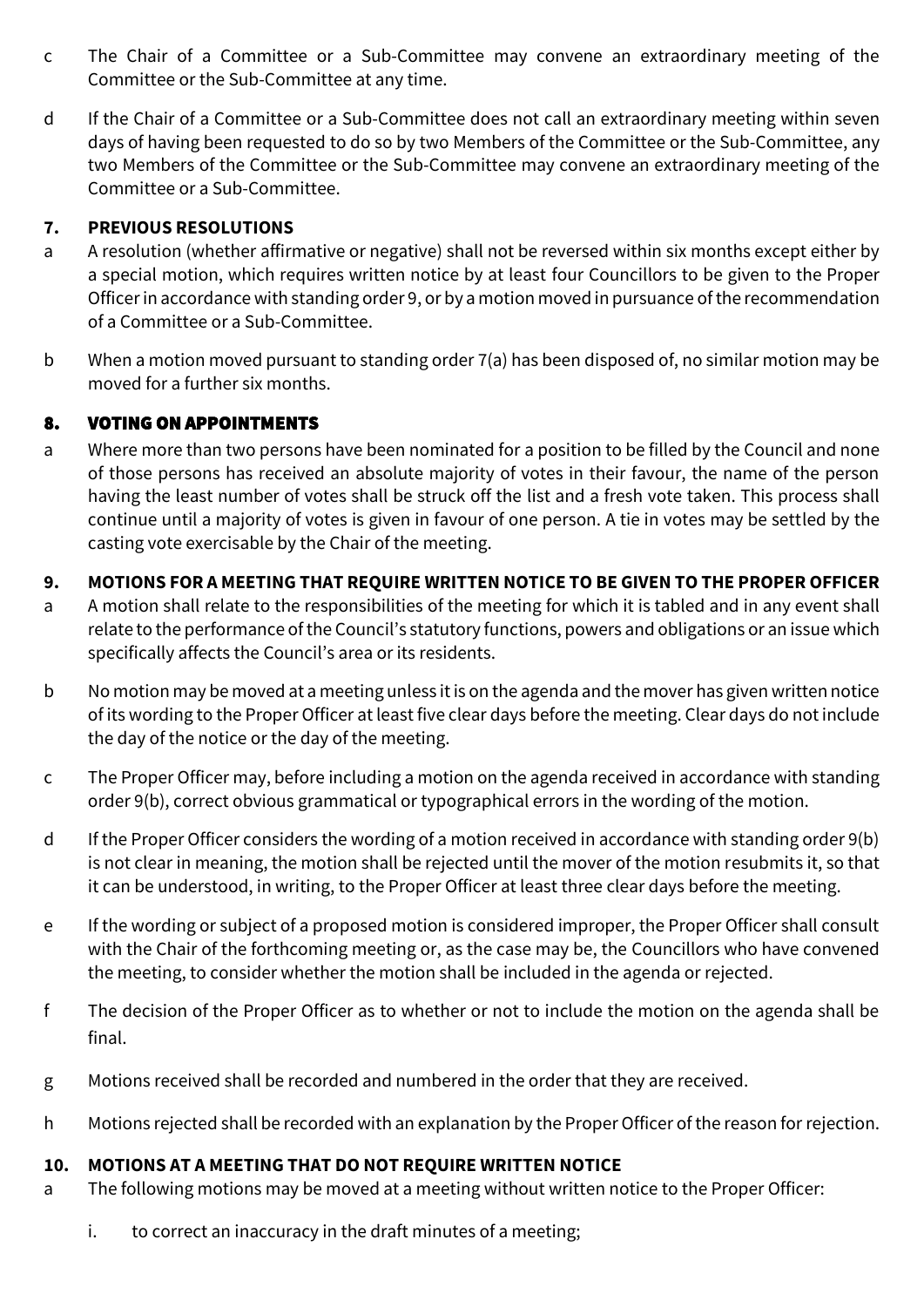c The Chair of a Committee or a Sub-Committee may convene an extraordinary meeting of the Committee or the Sub-Committee at any time.

d If the Chair of a Committee or a Sub-Committee does not call an extraordinary meeting within seven days of having been requested to do so by two Members of the Committee or the Sub-Committee, any two Members of the Committee or the Sub-Committee may convene an extraordinary meeting of the Committee or a Sub-Committee.

### 7. PREVIOUS RESOLUTIONS

a A resolution (whether affirmative or negative) shall not be reversed within six months except either by a special motion, which requires written notice by at least four Councillors to be given to the Proper Officer in accordance with standing order 9, or by a motion moved in pursuance of the recommendation of a Committee or a Sub-Committee.

b When a motion moved pursuant to standing order 7(a) has been disposed of, no similar motion may be moved for a further six months.

### 8. VOTING ON APPOINTMENTS

a Where more than two persons have been nominated for a position to be filled by the Council and none of those persons has received an absolute majority of votes in their favour, the name of the person having the least number of votes shall be struck off the list and a fresh vote taken. This process shall continue until a majority of votes is given in favour of one person. A tie in votes may be settled by the casting vote exercisable by the Chair of the meeting.

### 9. MOTIONS FOR A MEETING THAT REQUIRE WRITTEN NOTICE TO BE GIVEN TO THE PROPER OFFICER

a A motion shall relate to the responsibilities of the meeting for which it is tabled and in any event shall relate to the performance of the Council's statutory functions, powers and obligations or an issue which specifically affects the Council's area or its residents.

b No motion may be moved at a meeting unless it is on the agenda and the mover has given written notice of its wording to the Proper Officer at least five clear days before the meeting. Clear days do not include the day of the notice or the day of the meeting.

c The Proper Officer may, before including a motion on the agenda received in accordance with standing order 9(b), correct obvious grammatical or typographical errors in the wording of the motion.

d If the Proper Officer considers the wording of a motion received in accordance with standing order 9(b) is not clear in meaning, the motion shall be rejected until the mover of the motion resubmits it, so that it can be understood, in writing, to the Proper Officer at least three clear days before the meeting.

e If the wording or subject of a proposed motion is considered improper, the Proper Officer shall consult with the Chair of the forthcoming meeting or, as the case may be, the Councillors who have convened the meeting, to consider whether the motion shall be included in the agenda or rejected.

f The decision of the Proper Officer as to whether or not to include the motion on the agenda shall be final.

g Motions received shall be recorded and numbered in the order that they are received.

h Motions rejected shall be recorded with an explanation by the Proper Officer of the reason for rejection.

### 10. MOTIONS AT A MEETING THAT DO NOT REQUIRE WRITTEN NOTICE

a The following motions may be moved at a meeting without written notice to the Proper Officer:

i. to correct an inaccuracy in the draft minutes of a meeting;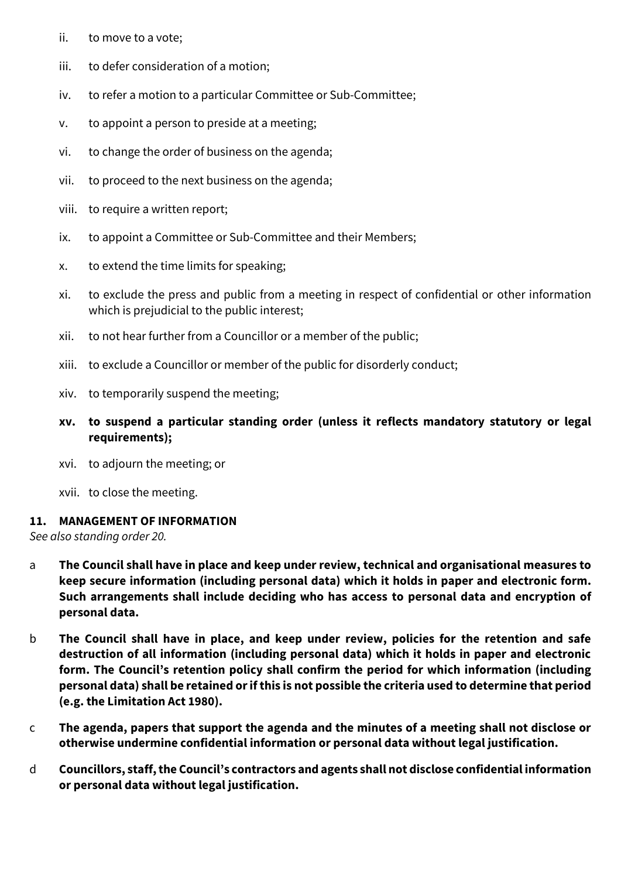ii. to move to a vote;

iii. to defer consideration of a motion;

iv. to refer a motion to a particular Committee or Sub-Committee;

v. to appoint a person to preside at a meeting;

vi. to change the order of business on the agenda;

vii. to proceed to the next business on the agenda;

viii. to require a written report;

ix. to appoint a Committee or Sub-Committee and their Members;

x. to extend the time limits for speaking;

xi. to exclude the press and public from a meeting in respect of confidential or other information which is prejudicial to the public interest;

xii. to not hear further from a Councillor or a member of the public;

xiii. to exclude a Councillor or member of the public for disorderly conduct;

xiv. to temporarily suspend the meeting;

**xv. to suspend a particular standing order (unless it reflects mandatory statutory or legal requirements);**

xvi. to adjourn the meeting; or

xvii. to close the meeting.

## 11. MANAGEMENT OF INFORMATION

*See also standing order 20.*

a **The Council shall have in place and keep under review, technical and organisational measures to keep secure information (including personal data) which it holds in paper and electronic form. Such arrangements shall include deciding who has access to personal data and encryption of personal data.**

b **The Council shall have in place, and keep under review, policies for the retention and safe destruction of all information (including personal data) which it holds in paper and electronic form. The Council's retention policy shall confirm the period for which information (including personal data) shall be retained or if this is not possible the criteria used to determine that period (e.g. the Limitation Act 1980).**

c **The agenda, papers that support the agenda and the minutes of a meeting shall not disclose or otherwise undermine confidential information or personal data without legal justification.**

d **Councillors, staff, the Council's contractors and agents shall not disclose confidential information or personal data without legal justification.**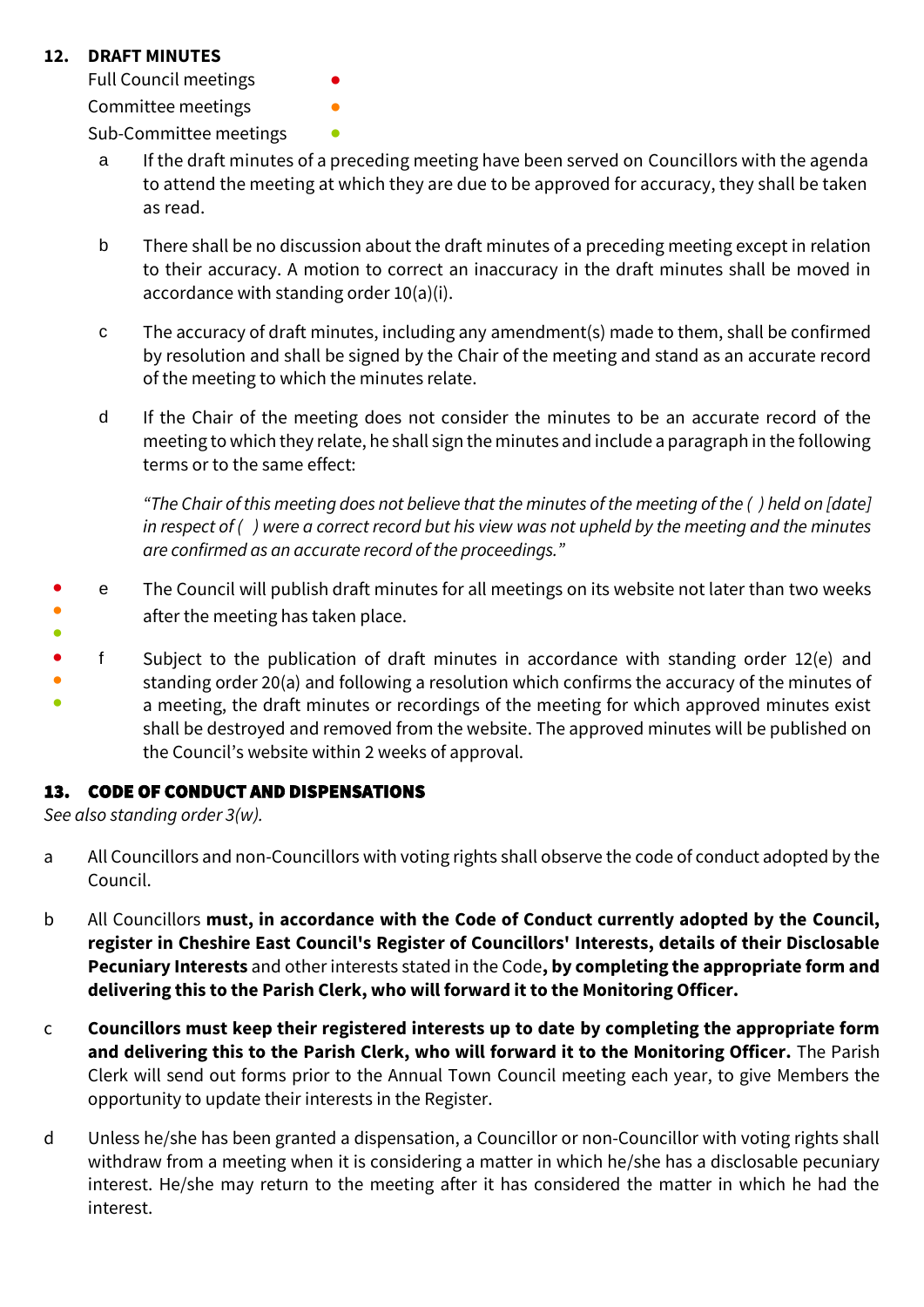## 12. DRAFT MINUTES

Full Council meetings ●
Committee meetings ●
Sub-Committee meetings ●

a. If the draft minutes of a preceding meeting have been served on Councillors with the agenda to attend the meeting at which they are due to be approved for accuracy, they shall be taken as read.

b. There shall be no discussion about the draft minutes of a preceding meeting except in relation to their accuracy. A motion to correct an inaccuracy in the draft minutes shall be moved in accordance with standing order 10(a)(i).

c. The accuracy of draft minutes, including any amendment(s) made to them, shall be confirmed by resolution and shall be signed by the Chair of the meeting and stand as an accurate record of the meeting to which the minutes relate.

d. If the Chair of the meeting does not consider the minutes to be an accurate record of the meeting to which they relate, he shall sign the minutes and include a paragraph in the following terms or to the same effect:

   *"The Chair of this meeting does not believe that the minutes of the meeting of the ( ) held on [date] in respect of ( ) were a correct record but his view was not upheld by the meeting and the minutes are confirmed as an accurate record of the proceedings."*

● ● ● e. The Council will publish draft minutes for all meetings on its website not later than two weeks after the meeting has taken place.

● ● ● f. Subject to the publication of draft minutes in accordance with standing order 12(e) and standing order 20(a) and following a resolution which confirms the accuracy of the minutes of a meeting, the draft minutes or recordings of the meeting for which approved minutes exist shall be destroyed and removed from the website. The approved minutes will be published on the Council's website within 2 weeks of approval.

## 13. CODE OF CONDUCT AND DISPENSATIONS

*See also standing order 3(w).*

a. All Councillors and non-Councillors with voting rights shall observe the code of conduct adopted by the Council.

b. All Councillors **must, in accordance with the Code of Conduct currently adopted by the Council, register in Cheshire East Council's Register of Councillors' Interests, details of their Disclosable Pecuniary Interests** and other interests stated in the Code**, by completing the appropriate form and delivering this to the Parish Clerk, who will forward it to the Monitoring Officer.**

c. **Councillors must keep their registered interests up to date by completing the appropriate form and delivering this to the Parish Clerk, who will forward it to the Monitoring Officer.** The Parish Clerk will send out forms prior to the Annual Town Council meeting each year, to give Members the opportunity to update their interests in the Register.

d. Unless he/she has been granted a dispensation, a Councillor or non-Councillor with voting rights shall withdraw from a meeting when it is considering a matter in which he/she has a disclosable pecuniary interest. He/she may return to the meeting after it has considered the matter in which he had the interest.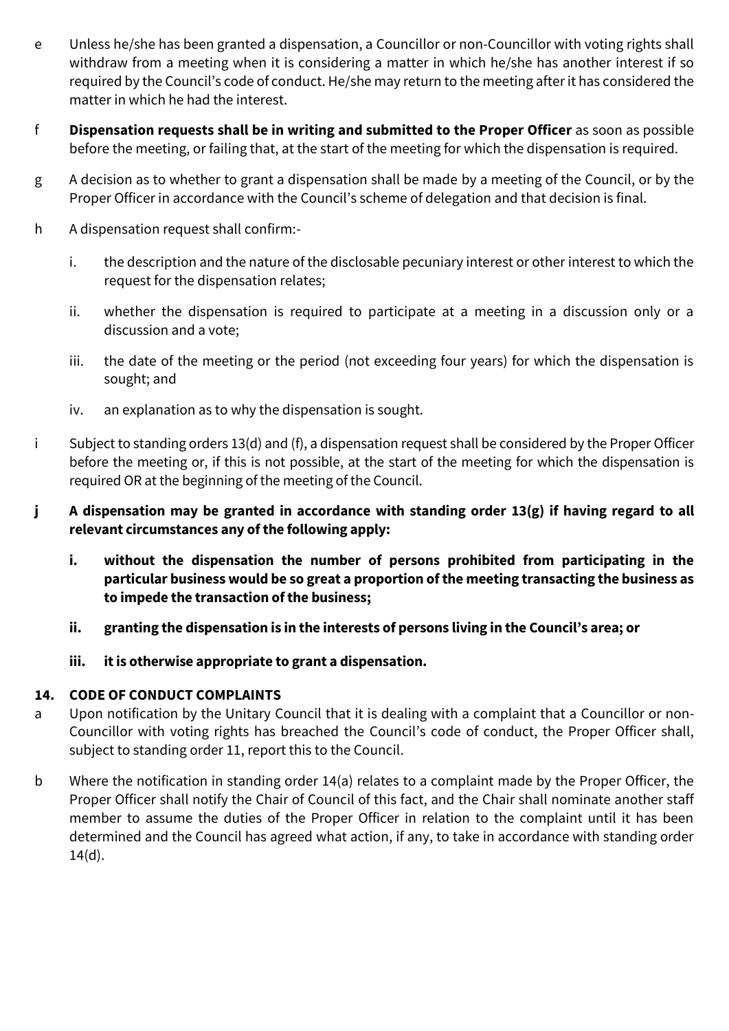e Unless he/she has been granted a dispensation, a Councillor or non-Councillor with voting rights shall withdraw from a meeting when it is considering a matter in which he/she has another interest if so required by the Council's code of conduct. He/she may return to the meeting after it has considered the matter in which he had the interest.

f **Dispensation requests shall be in writing and submitted to the Proper Officer** as soon as possible before the meeting, or failing that, at the start of the meeting for which the dispensation is required.

g A decision as to whether to grant a dispensation shall be made by a meeting of the Council, or by the Proper Officer in accordance with the Council's scheme of delegation and that decision is final.

h A dispensation request shall confirm:-

   i. the description and the nature of the disclosable pecuniary interest or other interest to which the request for the dispensation relates;

   ii. whether the dispensation is required to participate at a meeting in a discussion only or a discussion and a vote;

   iii. the date of the meeting or the period (not exceeding four years) for which the dispensation is sought; and

   iv. an explanation as to why the dispensation is sought.

i Subject to standing orders 13(d) and (f), a dispensation request shall be considered by the Proper Officer before the meeting or, if this is not possible, at the start of the meeting for which the dispensation is required OR at the beginning of the meeting of the Council.

**j A dispensation may be granted in accordance with standing order 13(g) if having regard to all relevant circumstances any of the following apply:**

   **i. without the dispensation the number of persons prohibited from participating in the particular business would be so great a proportion of the meeting transacting the business as to impede the transaction of the business;**

   **ii. granting the dispensation is in the interests of persons living in the Council's area; or**

   **iii. it is otherwise appropriate to grant a dispensation.**

**14. CODE OF CONDUCT COMPLAINTS**

a Upon notification by the Unitary Council that it is dealing with a complaint that a Councillor or non-Councillor with voting rights has breached the Council's code of conduct, the Proper Officer shall, subject to standing order 11, report this to the Council.

b Where the notification in standing order 14(a) relates to a complaint made by the Proper Officer, the Proper Officer shall notify the Chair of Council of this fact, and the Chair shall nominate another staff member to assume the duties of the Proper Officer in relation to the complaint until it has been determined and the Council has agreed what action, if any, to take in accordance with standing order 14(d).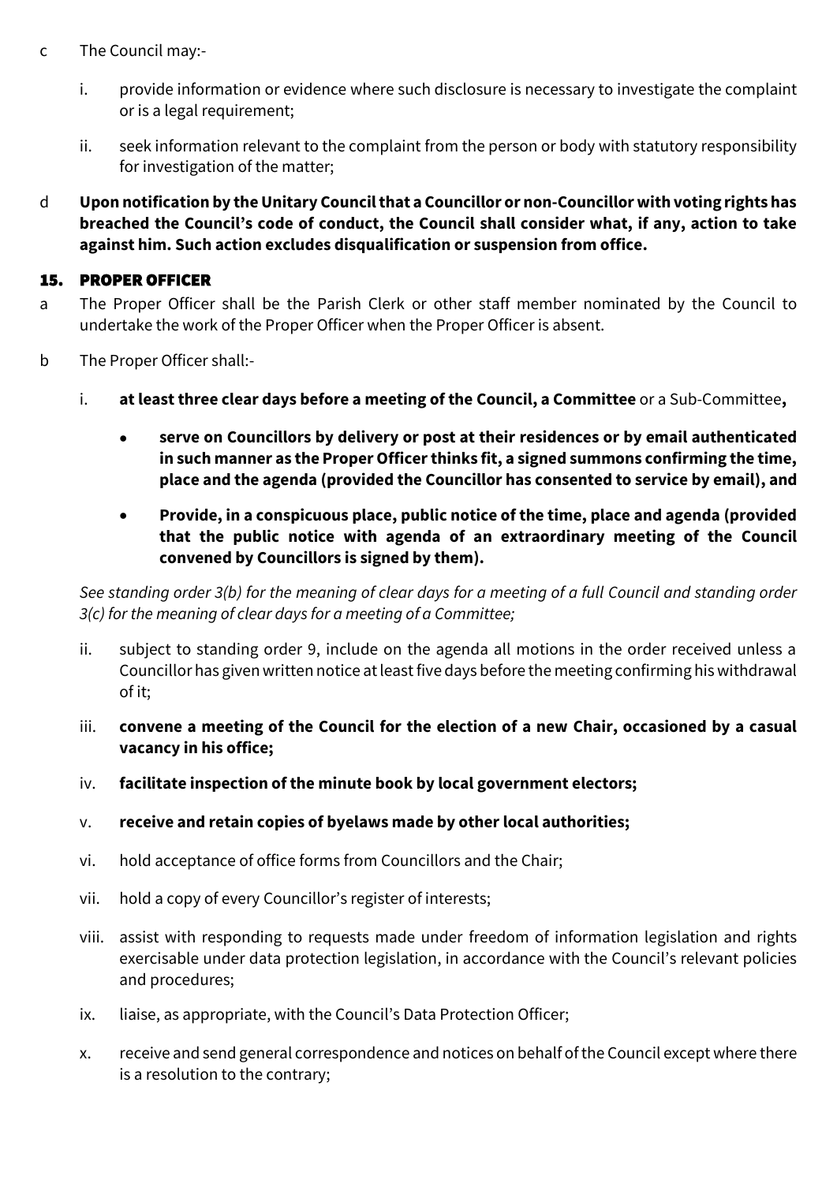c The Council may:-

   i. provide information or evidence where such disclosure is necessary to investigate the complaint or is a legal requirement;

   ii. seek information relevant to the complaint from the person or body with statutory responsibility for investigation of the matter;

d **Upon notification by the Unitary Council that a Councillor or non-Councillor with voting rights has breached the Council's code of conduct, the Council shall consider what, if any, action to take against him. Such action excludes disqualification or suspension from office.**

## 15. PROPER OFFICER

a The Proper Officer shall be the Parish Clerk or other staff member nominated by the Council to undertake the work of the Proper Officer when the Proper Officer is absent.

b The Proper Officer shall:-

   i. **at least three clear days before a meeting of the Council, a Committee** or a Sub-Committee**,**

      - **serve on Councillors by delivery or post at their residences or by email authenticated in such manner as the Proper Officer thinks fit, a signed summons confirming the time, place and the agenda (provided the Councillor has consented to service by email), and**

      - **Provide, in a conspicuous place, public notice of the time, place and agenda (provided that the public notice with agenda of an extraordinary meeting of the Council convened by Councillors is signed by them).**

   *See standing order 3(b) for the meaning of clear days for a meeting of a full Council and standing order 3(c) for the meaning of clear days for a meeting of a Committee;*

   ii. subject to standing order 9, include on the agenda all motions in the order received unless a Councillor has given written notice at least five days before the meeting confirming his withdrawal of it;

   iii. **convene a meeting of the Council for the election of a new Chair, occasioned by a casual vacancy in his office;**

   iv. **facilitate inspection of the minute book by local government electors;**

   v. **receive and retain copies of byelaws made by other local authorities;**

   vi. hold acceptance of office forms from Councillors and the Chair;

   vii. hold a copy of every Councillor's register of interests;

   viii. assist with responding to requests made under freedom of information legislation and rights exercisable under data protection legislation, in accordance with the Council's relevant policies and procedures;

   ix. liaise, as appropriate, with the Council's Data Protection Officer;

   x. receive and send general correspondence and notices on behalf of the Council except where there is a resolution to the contrary;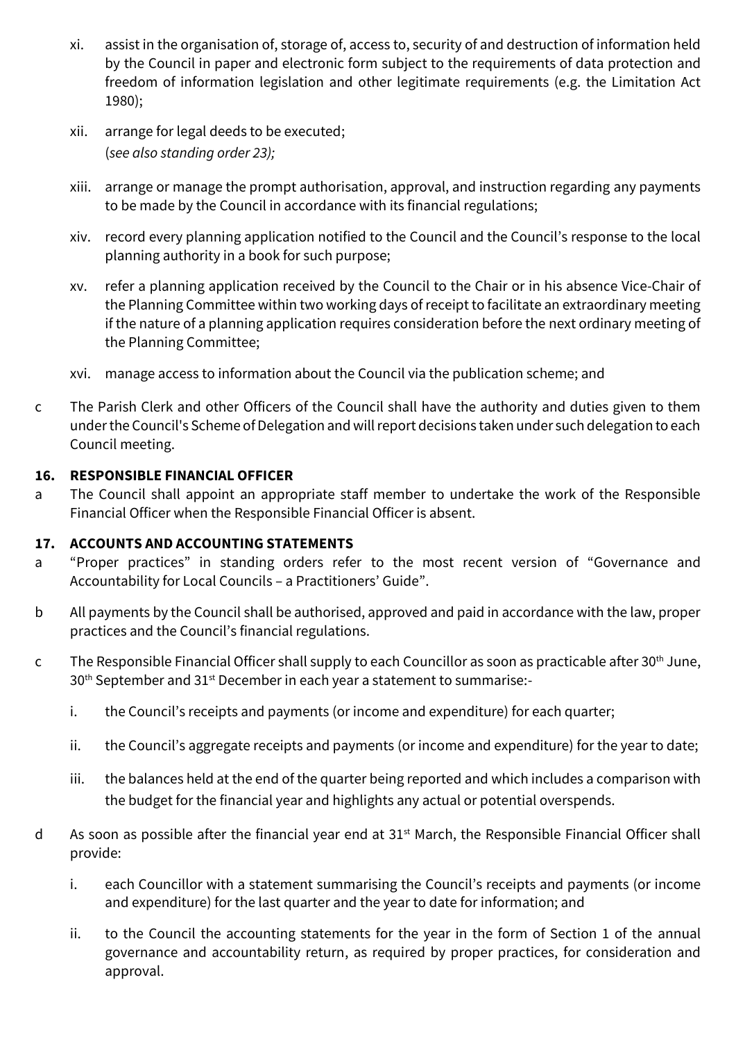xi. assist in the organisation of, storage of, access to, security of and destruction of information held by the Council in paper and electronic form subject to the requirements of data protection and freedom of information legislation and other legitimate requirements (e.g. the Limitation Act 1980);

xii. arrange for legal deeds to be executed;
(*see also standing order 23);*

xiii. arrange or manage the prompt authorisation, approval, and instruction regarding any payments to be made by the Council in accordance with its financial regulations;

xiv. record every planning application notified to the Council and the Council's response to the local planning authority in a book for such purpose;

xv. refer a planning application received by the Council to the Chair or in his absence Vice-Chair of the Planning Committee within two working days of receipt to facilitate an extraordinary meeting if the nature of a planning application requires consideration before the next ordinary meeting of the Planning Committee;

xvi. manage access to information about the Council via the publication scheme; and

c The Parish Clerk and other Officers of the Council shall have the authority and duties given to them under the Council's Scheme of Delegation and will report decisions taken under such delegation to each Council meeting.

**16. RESPONSIBLE FINANCIAL OFFICER**

a The Council shall appoint an appropriate staff member to undertake the work of the Responsible Financial Officer when the Responsible Financial Officer is absent.

**17. ACCOUNTS AND ACCOUNTING STATEMENTS**

a "Proper practices" in standing orders refer to the most recent version of "Governance and Accountability for Local Councils – a Practitioners' Guide".

b All payments by the Council shall be authorised, approved and paid in accordance with the law, proper practices and the Council's financial regulations.

c The Responsible Financial Officer shall supply to each Councillor as soon as practicable after 30th June, 30th September and 31st December in each year a statement to summarise:-

i. the Council's receipts and payments (or income and expenditure) for each quarter;

ii. the Council's aggregate receipts and payments (or income and expenditure) for the year to date;

iii. the balances held at the end of the quarter being reported and which includes a comparison with the budget for the financial year and highlights any actual or potential overspends.

d As soon as possible after the financial year end at 31st March, the Responsible Financial Officer shall provide:

i. each Councillor with a statement summarising the Council's receipts and payments (or income and expenditure) for the last quarter and the year to date for information; and

ii. to the Council the accounting statements for the year in the form of Section 1 of the annual governance and accountability return, as required by proper practices, for consideration and approval.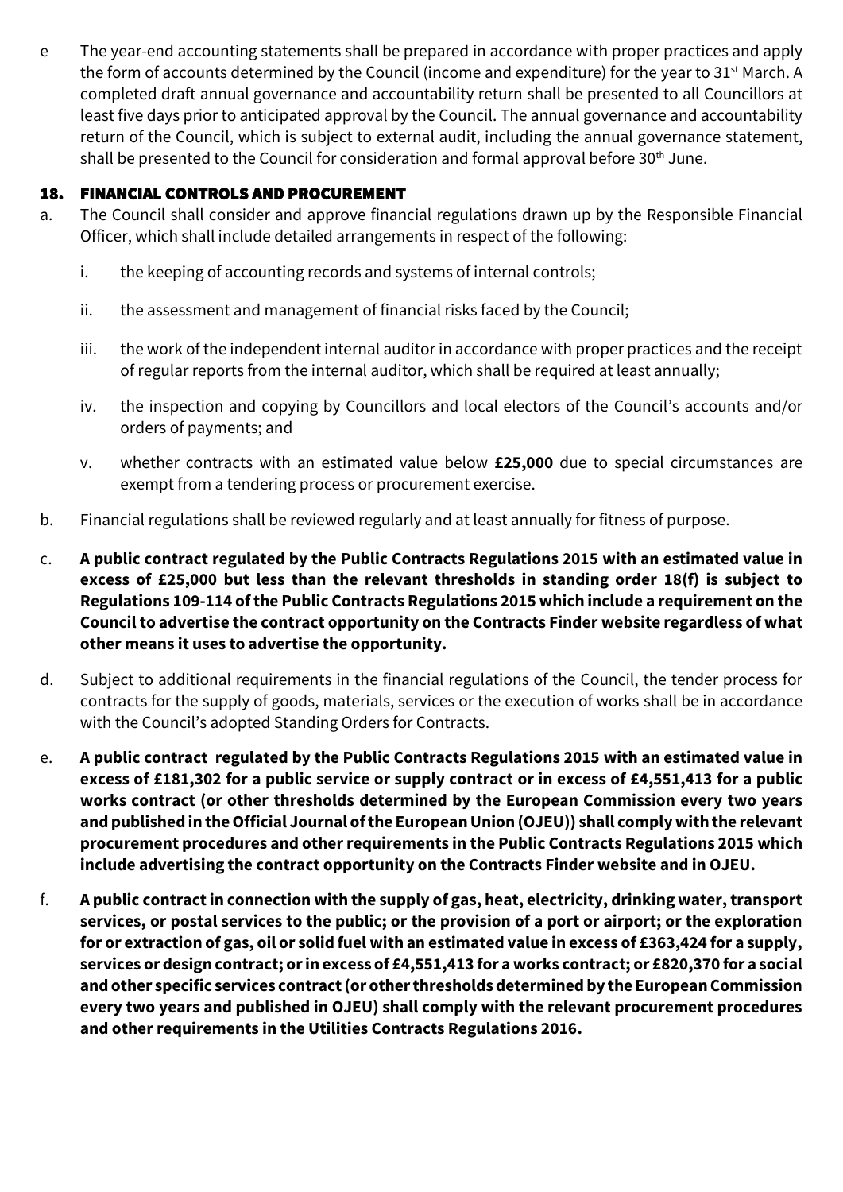e The year-end accounting statements shall be prepared in accordance with proper practices and apply the form of accounts determined by the Council (income and expenditure) for the year to 31st March. A completed draft annual governance and accountability return shall be presented to all Councillors at least five days prior to anticipated approval by the Council. The annual governance and accountability return of the Council, which is subject to external audit, including the annual governance statement, shall be presented to the Council for consideration and formal approval before 30th June.

## 18. FINANCIAL CONTROLS AND PROCUREMENT

a. The Council shall consider and approve financial regulations drawn up by the Responsible Financial Officer, which shall include detailed arrangements in respect of the following:

   i. the keeping of accounting records and systems of internal controls;

   ii. the assessment and management of financial risks faced by the Council;

   iii. the work of the independent internal auditor in accordance with proper practices and the receipt of regular reports from the internal auditor, which shall be required at least annually;

   iv. the inspection and copying by Councillors and local electors of the Council's accounts and/or orders of payments; and

   v. whether contracts with an estimated value below **£25,000** due to special circumstances are exempt from a tendering process or procurement exercise.

b. Financial regulations shall be reviewed regularly and at least annually for fitness of purpose.

c. **A public contract regulated by the Public Contracts Regulations 2015 with an estimated value in excess of £25,000 but less than the relevant thresholds in standing order 18(f) is subject to Regulations 109-114 of the Public Contracts Regulations 2015 which include a requirement on the Council to advertise the contract opportunity on the Contracts Finder website regardless of what other means it uses to advertise the opportunity.**

d. Subject to additional requirements in the financial regulations of the Council, the tender process for contracts for the supply of goods, materials, services or the execution of works shall be in accordance with the Council's adopted Standing Orders for Contracts.

e. **A public contract regulated by the Public Contracts Regulations 2015 with an estimated value in excess of £181,302 for a public service or supply contract or in excess of £4,551,413 for a public works contract (or other thresholds determined by the European Commission every two years and published in the Official Journal of the European Union (OJEU)) shall comply with the relevant procurement procedures and other requirements in the Public Contracts Regulations 2015 which include advertising the contract opportunity on the Contracts Finder website and in OJEU.**

f. **A public contract in connection with the supply of gas, heat, electricity, drinking water, transport services, or postal services to the public; or the provision of a port or airport; or the exploration for or extraction of gas, oil or solid fuel with an estimated value in excess of £363,424 for a supply, services or design contract; or in excess of £4,551,413 for a works contract; or £820,370 for a social and other specific services contract (or other thresholds determined by the European Commission every two years and published in OJEU) shall comply with the relevant procurement procedures and other requirements in the Utilities Contracts Regulations 2016.**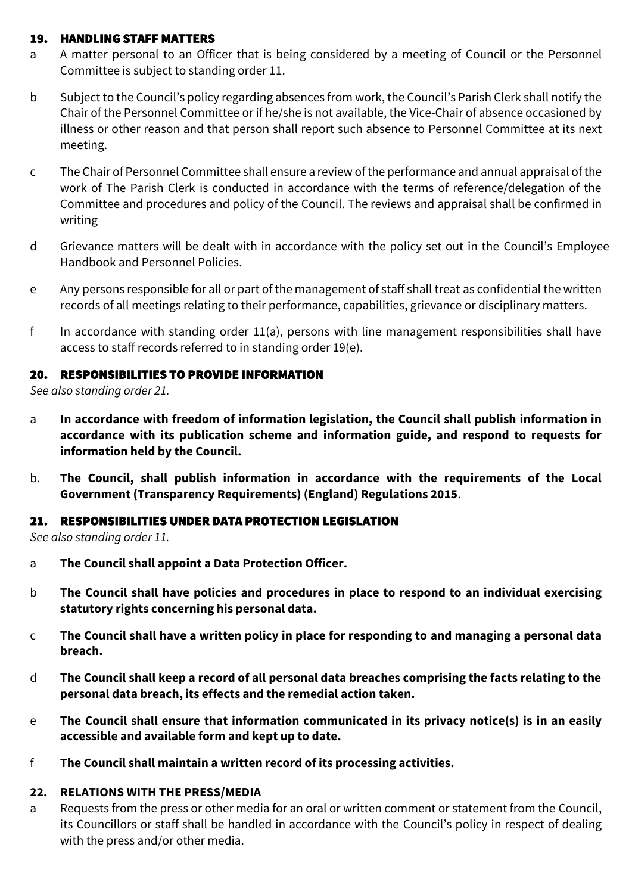## 19. HANDLING STAFF MATTERS

a A matter personal to an Officer that is being considered by a meeting of Council or the Personnel Committee is subject to standing order 11.

b Subject to the Council's policy regarding absences from work, the Council's Parish Clerk shall notify the Chair of the Personnel Committee or if he/she is not available, the Vice-Chair of absence occasioned by illness or other reason and that person shall report such absence to Personnel Committee at its next meeting.

c The Chair of Personnel Committee shall ensure a review of the performance and annual appraisal of the work of The Parish Clerk is conducted in accordance with the terms of reference/delegation of the Committee and procedures and policy of the Council. The reviews and appraisal shall be confirmed in writing

d Grievance matters will be dealt with in accordance with the policy set out in the Council's Employee Handbook and Personnel Policies.

e Any persons responsible for all or part of the management of staff shall treat as confidential the written records of all meetings relating to their performance, capabilities, grievance or disciplinary matters.

f In accordance with standing order 11(a), persons with line management responsibilities shall have access to staff records referred to in standing order 19(e).

## 20. RESPONSIBILITIES TO PROVIDE INFORMATION

*See also standing order 21.*

a **In accordance with freedom of information legislation, the Council shall publish information in accordance with its publication scheme and information guide, and respond to requests for information held by the Council.**

b. **The Council, shall publish information in accordance with the requirements of the Local Government (Transparency Requirements) (England) Regulations 2015**.

## 21. RESPONSIBILITIES UNDER DATA PROTECTION LEGISLATION

*See also standing order 11.*

a **The Council shall appoint a Data Protection Officer.**

b **The Council shall have policies and procedures in place to respond to an individual exercising statutory rights concerning his personal data.**

c **The Council shall have a written policy in place for responding to and managing a personal data breach.**

d **The Council shall keep a record of all personal data breaches comprising the facts relating to the personal data breach, its effects and the remedial action taken.**

e **The Council shall ensure that information communicated in its privacy notice(s) is in an easily accessible and available form and kept up to date.**

f **The Council shall maintain a written record of its processing activities.**

## 22. RELATIONS WITH THE PRESS/MEDIA

a Requests from the press or other media for an oral or written comment or statement from the Council, its Councillors or staff shall be handled in accordance with the Council's policy in respect of dealing with the press and/or other media.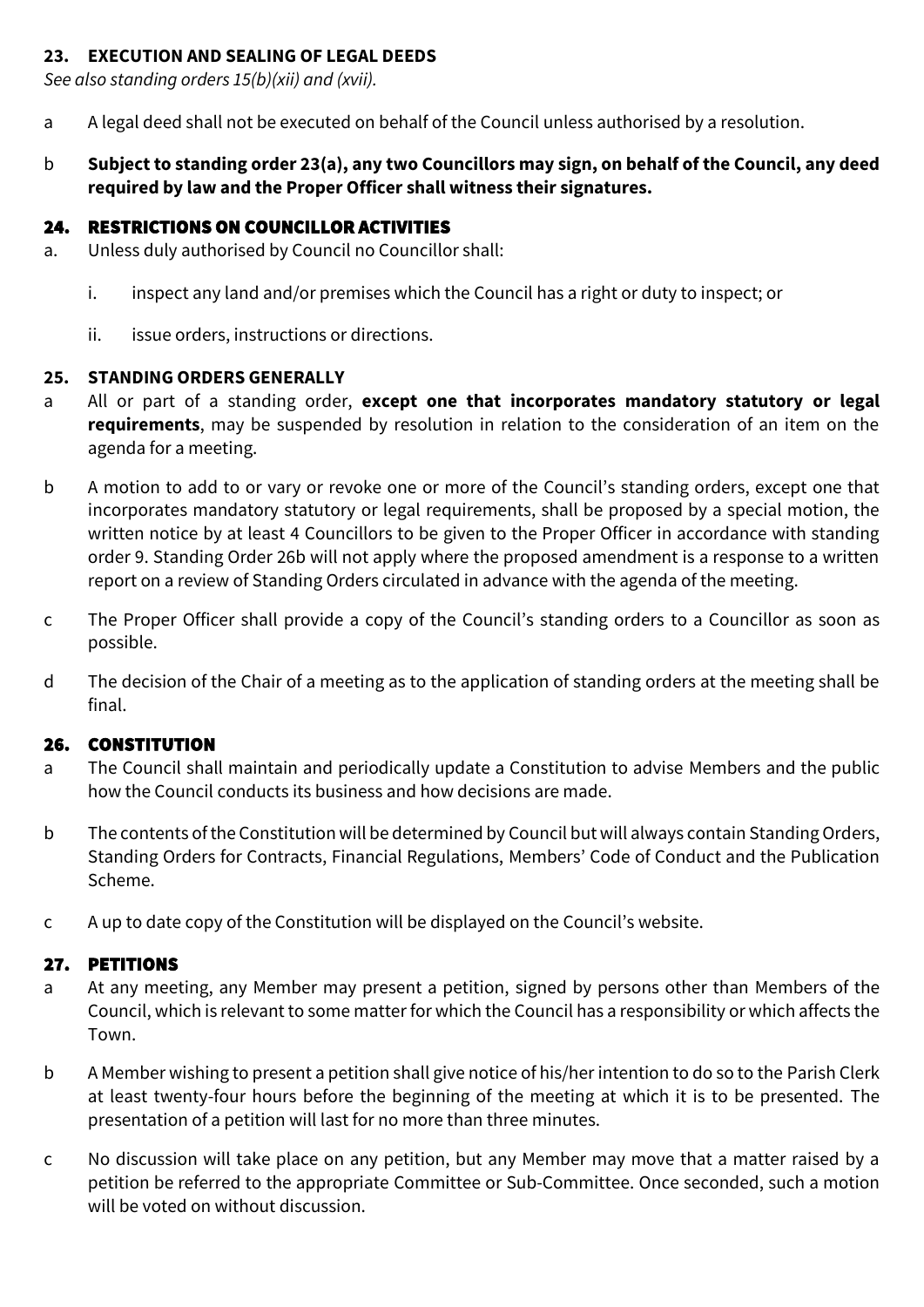## 23. EXECUTION AND SEALING OF LEGAL DEEDS

*See also standing orders 15(b)(xii) and (xvii).*

a A legal deed shall not be executed on behalf of the Council unless authorised by a resolution.

b **Subject to standing order 23(a), any two Councillors may sign, on behalf of the Council, any deed required by law and the Proper Officer shall witness their signatures.**

## 24. RESTRICTIONS ON COUNCILLOR ACTIVITIES

a. Unless duly authorised by Council no Councillor shall:

   i. inspect any land and/or premises which the Council has a right or duty to inspect; or

   ii. issue orders, instructions or directions.

## 25. STANDING ORDERS GENERALLY

a All or part of a standing order, **except one that incorporates mandatory statutory or legal requirements**, may be suspended by resolution in relation to the consideration of an item on the agenda for a meeting.

b A motion to add to or vary or revoke one or more of the Council's standing orders, except one that incorporates mandatory statutory or legal requirements, shall be proposed by a special motion, the written notice by at least 4 Councillors to be given to the Proper Officer in accordance with standing order 9. Standing Order 26b will not apply where the proposed amendment is a response to a written report on a review of Standing Orders circulated in advance with the agenda of the meeting.

c The Proper Officer shall provide a copy of the Council's standing orders to a Councillor as soon as possible.

d The decision of the Chair of a meeting as to the application of standing orders at the meeting shall be final.

## 26. CONSTITUTION

a The Council shall maintain and periodically update a Constitution to advise Members and the public how the Council conducts its business and how decisions are made.

b The contents of the Constitution will be determined by Council but will always contain Standing Orders, Standing Orders for Contracts, Financial Regulations, Members' Code of Conduct and the Publication Scheme.

c A up to date copy of the Constitution will be displayed on the Council's website.

## 27. PETITIONS

a At any meeting, any Member may present a petition, signed by persons other than Members of the Council, which is relevant to some matter for which the Council has a responsibility or which affects the Town.

b A Member wishing to present a petition shall give notice of his/her intention to do so to the Parish Clerk at least twenty-four hours before the beginning of the meeting at which it is to be presented. The presentation of a petition will last for no more than three minutes.

c No discussion will take place on any petition, but any Member may move that a matter raised by a petition be referred to the appropriate Committee or Sub-Committee. Once seconded, such a motion will be voted on without discussion.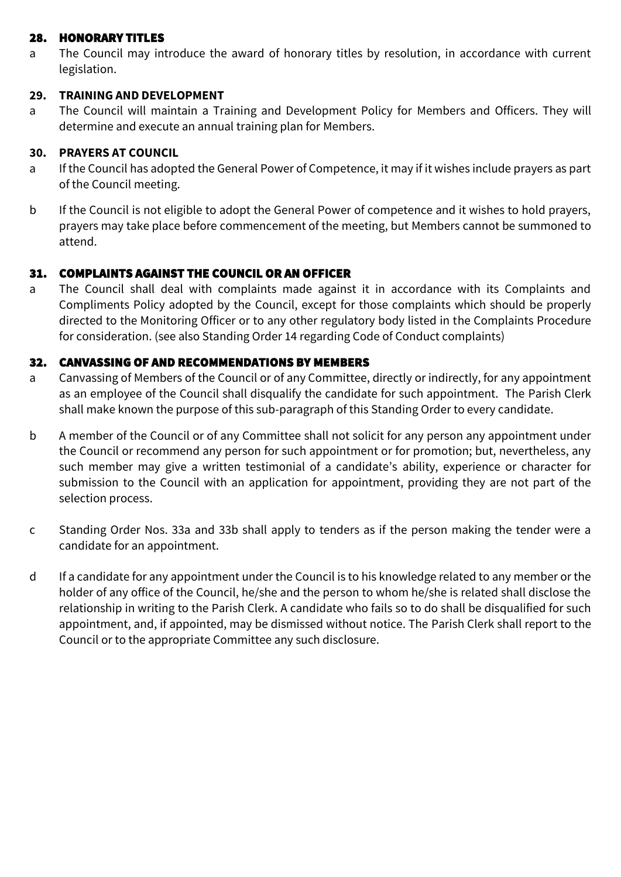## 28. HONORARY TITLES

a The Council may introduce the award of honorary titles by resolution, in accordance with current legislation.

## 29. TRAINING AND DEVELOPMENT

a The Council will maintain a Training and Development Policy for Members and Officers. They will determine and execute an annual training plan for Members.

## 30. PRAYERS AT COUNCIL

a If the Council has adopted the General Power of Competence, it may if it wishes include prayers as part of the Council meeting.

b If the Council is not eligible to adopt the General Power of competence and it wishes to hold prayers, prayers may take place before commencement of the meeting, but Members cannot be summoned to attend.

## 31. COMPLAINTS AGAINST THE COUNCIL OR AN OFFICER

a The Council shall deal with complaints made against it in accordance with its Complaints and Compliments Policy adopted by the Council, except for those complaints which should be properly directed to the Monitoring Officer or to any other regulatory body listed in the Complaints Procedure for consideration. (see also Standing Order 14 regarding Code of Conduct complaints)

## 32. CANVASSING OF AND RECOMMENDATIONS BY MEMBERS

a Canvassing of Members of the Council or of any Committee, directly or indirectly, for any appointment as an employee of the Council shall disqualify the candidate for such appointment. The Parish Clerk shall make known the purpose of this sub-paragraph of this Standing Order to every candidate.

b A member of the Council or of any Committee shall not solicit for any person any appointment under the Council or recommend any person for such appointment or for promotion; but, nevertheless, any such member may give a written testimonial of a candidate's ability, experience or character for submission to the Council with an application for appointment, providing they are not part of the selection process.

c Standing Order Nos. 33a and 33b shall apply to tenders as if the person making the tender were a candidate for an appointment.

d If a candidate for any appointment under the Council is to his knowledge related to any member or the holder of any office of the Council, he/she and the person to whom he/she is related shall disclose the relationship in writing to the Parish Clerk. A candidate who fails so to do shall be disqualified for such appointment, and, if appointed, may be dismissed without notice. The Parish Clerk shall report to the Council or to the appropriate Committee any such disclosure.